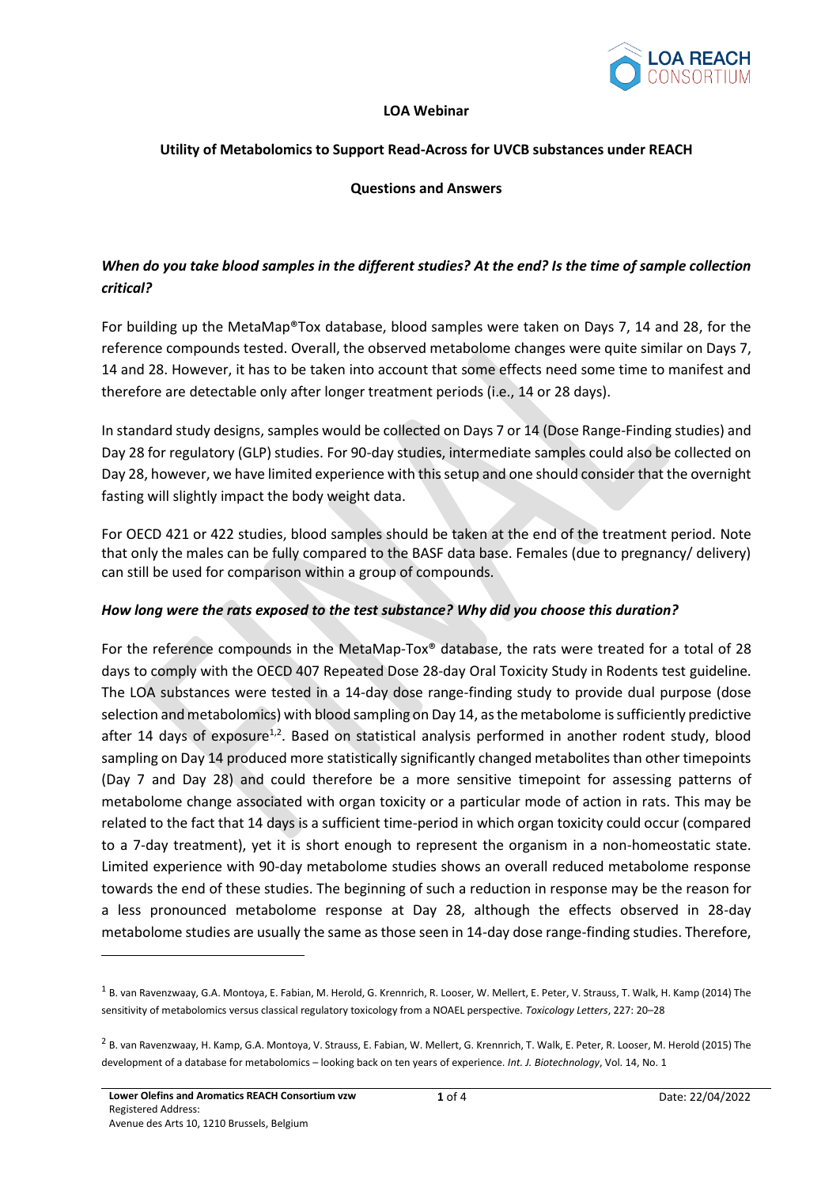**LOA Webinar**

**Utility of Metabolomics to Support Read-Across for UVCB substances under REACH**

**Questions and Answers**

***When do you take blood samples in the different studies? At the end? Is the time of sample collection critical?***

For building up the MetaMap®Tox database, blood samples were taken on Days 7, 14 and 28, for the reference compounds tested. Overall, the observed metabolome changes were quite similar on Days 7, 14 and 28. However, it has to be taken into account that some effects need some time to manifest and therefore are detectable only after longer treatment periods (i.e., 14 or 28 days).

In standard study designs, samples would be collected on Days 7 or 14 (Dose Range-Finding studies) and Day 28 for regulatory (GLP) studies. For 90-day studies, intermediate samples could also be collected on Day 28, however, we have limited experience with this setup and one should consider that the overnight fasting will slightly impact the body weight data.

For OECD 421 or 422 studies, blood samples should be taken at the end of the treatment period. Note that only the males can be fully compared to the BASF data base. Females (due to pregnancy/ delivery) can still be used for comparison within a group of compounds.

***How long were the rats exposed to the test substance? Why did you choose this duration?***

For the reference compounds in the MetaMap-Tox® database, the rats were treated for a total of 28 days to comply with the OECD 407 Repeated Dose 28-day Oral Toxicity Study in Rodents test guideline. The LOA substances were tested in a 14-day dose range-finding study to provide dual purpose (dose selection and metabolomics) with blood sampling on Day 14, as the metabolome is sufficiently predictive after 14 days of exposure[1,2]. Based on statistical analysis performed in another rodent study, blood sampling on Day 14 produced more statistically significantly changed metabolites than other timepoints (Day 7 and Day 28) and could therefore be a more sensitive timepoint for assessing patterns of metabolome change associated with organ toxicity or a particular mode of action in rats. This may be related to the fact that 14 days is a sufficient time-period in which organ toxicity could occur (compared to a 7-day treatment), yet it is short enough to represent the organism in a non-homeostatic state. Limited experience with 90-day metabolome studies shows an overall reduced metabolome response towards the end of these studies. The beginning of such a reduction in response may be the reason for a less pronounced metabolome response at Day 28, although the effects observed in 28-day metabolome studies are usually the same as those seen in 14-day dose range-finding studies. Therefore,

---

[1] B. van Ravenzwaay, G.A. Montoya, E. Fabian, M. Herold, G. Krennrich, R. Looser, W. Mellert, E. Peter, V. Strauss, T. Walk, H. Kamp (2014) The sensitivity of metabolomics versus classical regulatory toxicology from a NOAEL perspective. *Toxicology Letters*, 227: 20–28

[2] B. van Ravenzwaay, H. Kamp, G.A. Montoya, V. Strauss, E. Fabian, W. Mellert, G. Krennrich, T. Walk, E. Peter, R. Looser, M. Herold (2015) The development of a database for metabolomics – looking back on ten years of experience. *Int. J. Biotechnology*, Vol. 14, No. 1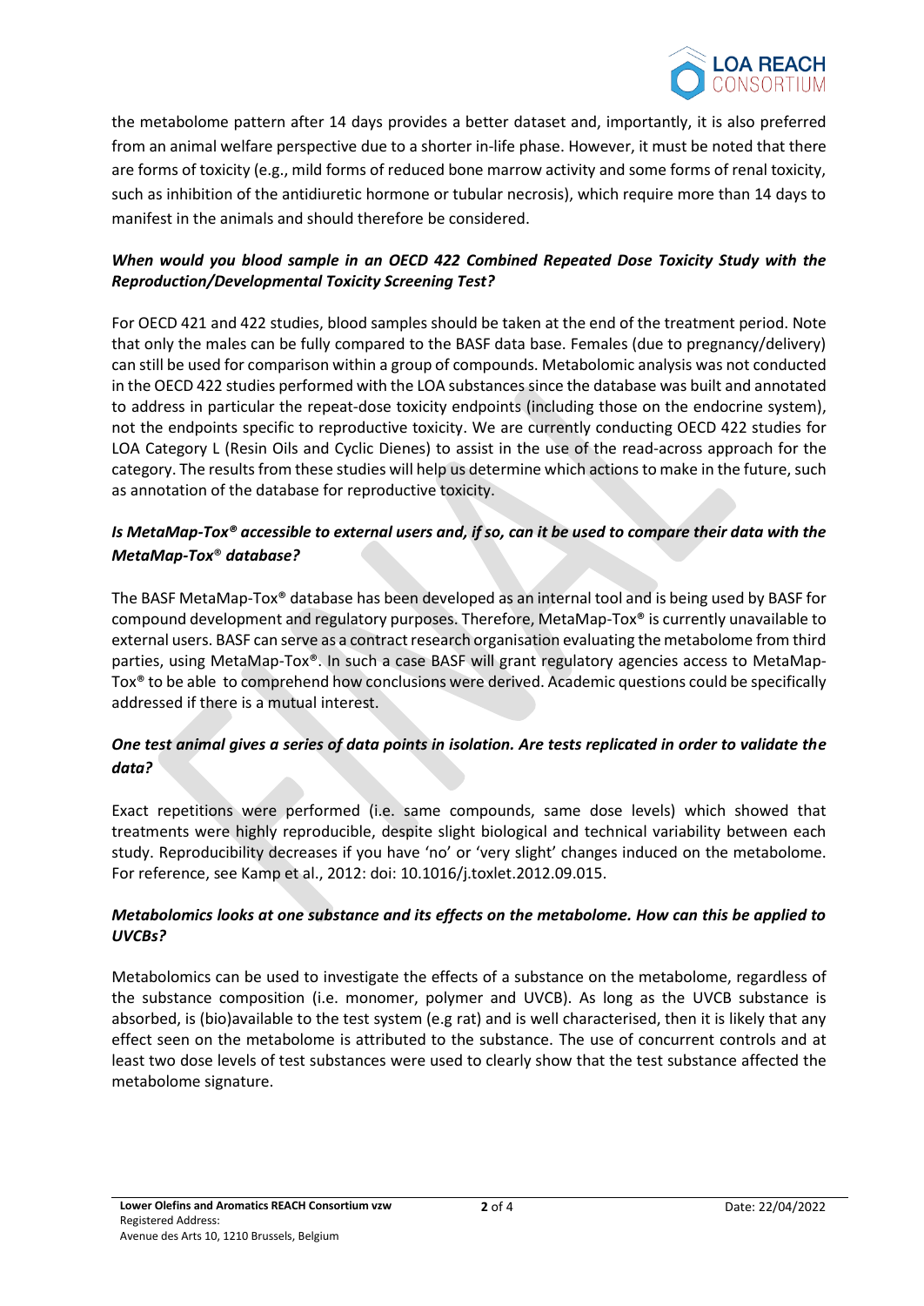the metabolome pattern after 14 days provides a better dataset and, importantly, it is also preferred from an animal welfare perspective due to a shorter in-life phase. However, it must be noted that there are forms of toxicity (e.g., mild forms of reduced bone marrow activity and some forms of renal toxicity, such as inhibition of the antidiuretic hormone or tubular necrosis), which require more than 14 days to manifest in the animals and should therefore be considered.

***When would you blood sample in an OECD 422 Combined Repeated Dose Toxicity Study with the Reproduction/Developmental Toxicity Screening Test?***

For OECD 421 and 422 studies, blood samples should be taken at the end of the treatment period. Note that only the males can be fully compared to the BASF data base. Females (due to pregnancy/delivery) can still be used for comparison within a group of compounds. Metabolomic analysis was not conducted in the OECD 422 studies performed with the LOA substances since the database was built and annotated to address in particular the repeat-dose toxicity endpoints (including those on the endocrine system), not the endpoints specific to reproductive toxicity. We are currently conducting OECD 422 studies for LOA Category L (Resin Oils and Cyclic Dienes) to assist in the use of the read-across approach for the category. The results from these studies will help us determine which actions to make in the future, such as annotation of the database for reproductive toxicity.

***Is MetaMap-Tox® accessible to external users and, if so, can it be used to compare their data with the MetaMap-Tox® database?***

The BASF MetaMap-Tox® database has been developed as an internal tool and is being used by BASF for compound development and regulatory purposes. Therefore, MetaMap-Tox® is currently unavailable to external users. BASF can serve as a contract research organisation evaluating the metabolome from third parties, using MetaMap-Tox®. In such a case BASF will grant regulatory agencies access to MetaMap-Tox® to be able to comprehend how conclusions were derived. Academic questions could be specifically addressed if there is a mutual interest.

***One test animal gives a series of data points in isolation. Are tests replicated in order to validate the data?***

Exact repetitions were performed (i.e. same compounds, same dose levels) which showed that treatments were highly reproducible, despite slight biological and technical variability between each study. Reproducibility decreases if you have 'no' or 'very slight' changes induced on the metabolome. For reference, see Kamp et al., 2012: doi: 10.1016/j.toxlet.2012.09.015.

***Metabolomics looks at one substance and its effects on the metabolome. How can this be applied to UVCBs?***

Metabolomics can be used to investigate the effects of a substance on the metabolome, regardless of the substance composition (i.e. monomer, polymer and UVCB). As long as the UVCB substance is absorbed, is (bio)available to the test system (e.g rat) and is well characterised, then it is likely that any effect seen on the metabolome is attributed to the substance. The use of concurrent controls and at least two dose levels of test substances were used to clearly show that the test substance affected the metabolome signature.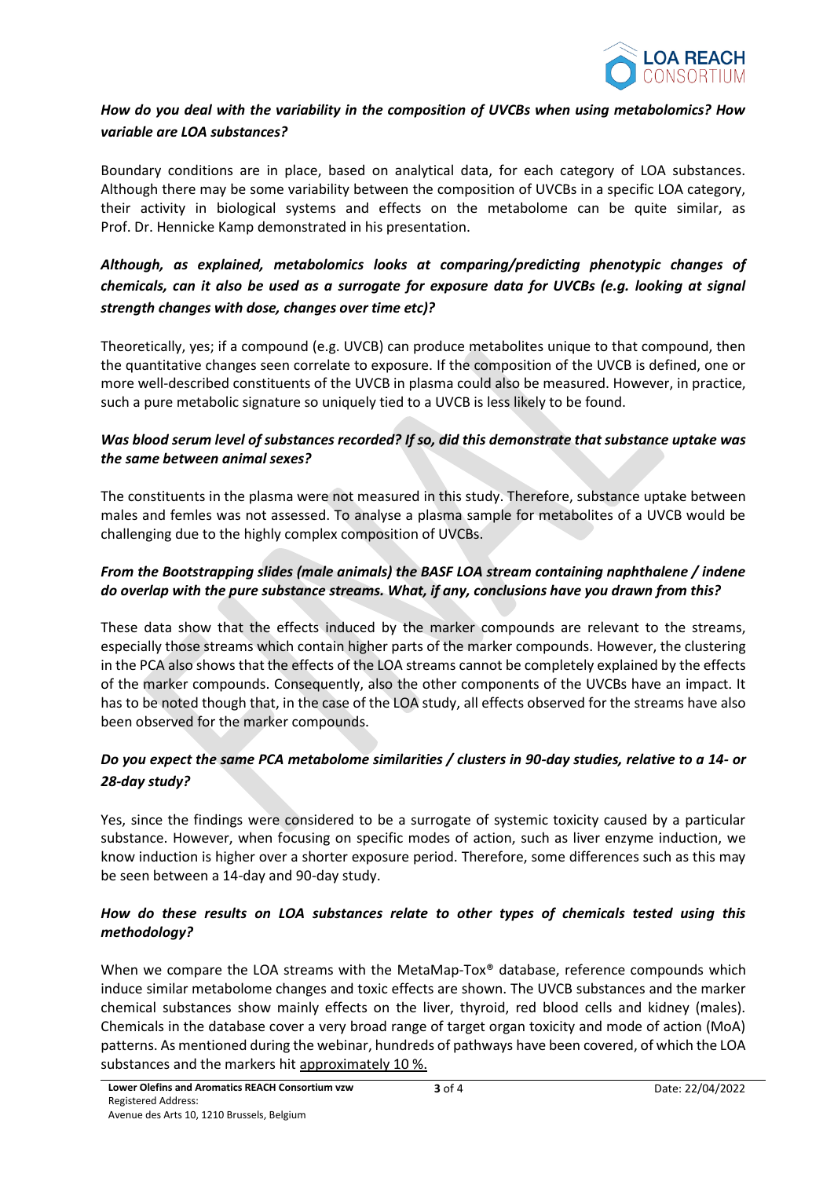*How do you deal with the variability in the composition of UVCBs when using metabolomics? How variable are LOA substances?*

Boundary conditions are in place, based on analytical data, for each category of LOA substances. Although there may be some variability between the composition of UVCBs in a specific LOA category, their activity in biological systems and effects on the metabolome can be quite similar, as Prof. Dr. Hennicke Kamp demonstrated in his presentation.

*Although, as explained, metabolomics looks at comparing/predicting phenotypic changes of chemicals, can it also be used as a surrogate for exposure data for UVCBs (e.g. looking at signal strength changes with dose, changes over time etc)?*

Theoretically, yes; if a compound (e.g. UVCB) can produce metabolites unique to that compound, then the quantitative changes seen correlate to exposure. If the composition of the UVCB is defined, one or more well-described constituents of the UVCB in plasma could also be measured. However, in practice, such a pure metabolic signature so uniquely tied to a UVCB is less likely to be found.

*Was blood serum level of substances recorded? If so, did this demonstrate that substance uptake was the same between animal sexes?*

The constituents in the plasma were not measured in this study. Therefore, substance uptake between males and femles was not assessed. To analyse a plasma sample for metabolites of a UVCB would be challenging due to the highly complex composition of UVCBs.

*From the Bootstrapping slides (male animals) the BASF LOA stream containing naphthalene / indene do overlap with the pure substance streams. What, if any, conclusions have you drawn from this?*

These data show that the effects induced by the marker compounds are relevant to the streams, especially those streams which contain higher parts of the marker compounds. However, the clustering in the PCA also shows that the effects of the LOA streams cannot be completely explained by the effects of the marker compounds. Consequently, also the other components of the UVCBs have an impact. It has to be noted though that, in the case of the LOA study, all effects observed for the streams have also been observed for the marker compounds.

*Do you expect the same PCA metabolome similarities / clusters in 90-day studies, relative to a 14- or 28-day study?*

Yes, since the findings were considered to be a surrogate of systemic toxicity caused by a particular substance. However, when focusing on specific modes of action, such as liver enzyme induction, we know induction is higher over a shorter exposure period. Therefore, some differences such as this may be seen between a 14-day and 90-day study.

*How do these results on LOA substances relate to other types of chemicals tested using this methodology?*

When we compare the LOA streams with the MetaMap-Tox® database, reference compounds which induce similar metabolome changes and toxic effects are shown. The UVCB substances and the marker chemical substances show mainly effects on the liver, thyroid, red blood cells and kidney (males). Chemicals in the database cover a very broad range of target organ toxicity and mode of action (MoA) patterns. As mentioned during the webinar, hundreds of pathways have been covered, of which the LOA substances and the markers hit approximately 10 %.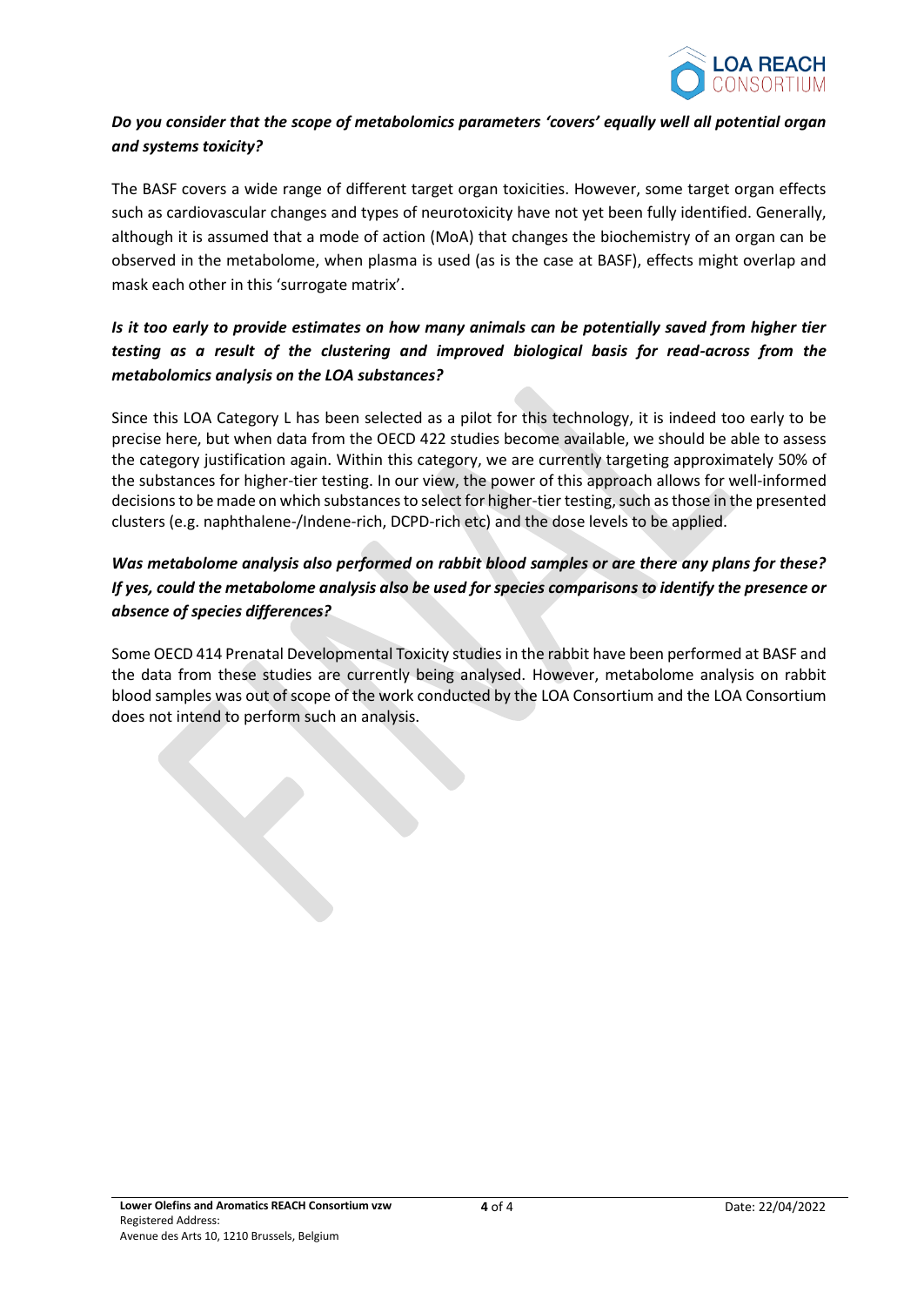***Do you consider that the scope of metabolomics parameters 'covers' equally well all potential organ and systems toxicity?***

The BASF covers a wide range of different target organ toxicities. However, some target organ effects such as cardiovascular changes and types of neurotoxicity have not yet been fully identified. Generally, although it is assumed that a mode of action (MoA) that changes the biochemistry of an organ can be observed in the metabolome, when plasma is used (as is the case at BASF), effects might overlap and mask each other in this 'surrogate matrix'.

***Is it too early to provide estimates on how many animals can be potentially saved from higher tier testing as a result of the clustering and improved biological basis for read-across from the metabolomics analysis on the LOA substances?***

Since this LOA Category L has been selected as a pilot for this technology, it is indeed too early to be precise here, but when data from the OECD 422 studies become available, we should be able to assess the category justification again. Within this category, we are currently targeting approximately 50% of the substances for higher-tier testing. In our view, the power of this approach allows for well-informed decisions to be made on which substances to select for higher-tier testing, such as those in the presented clusters (e.g. naphthalene-/Indene-rich, DCPD-rich etc) and the dose levels to be applied.

***Was metabolome analysis also performed on rabbit blood samples or are there any plans for these? If yes, could the metabolome analysis also be used for species comparisons to identify the presence or absence of species differences?***

Some OECD 414 Prenatal Developmental Toxicity studies in the rabbit have been performed at BASF and the data from these studies are currently being analysed. However, metabolome analysis on rabbit blood samples was out of scope of the work conducted by the LOA Consortium and the LOA Consortium does not intend to perform such an analysis.